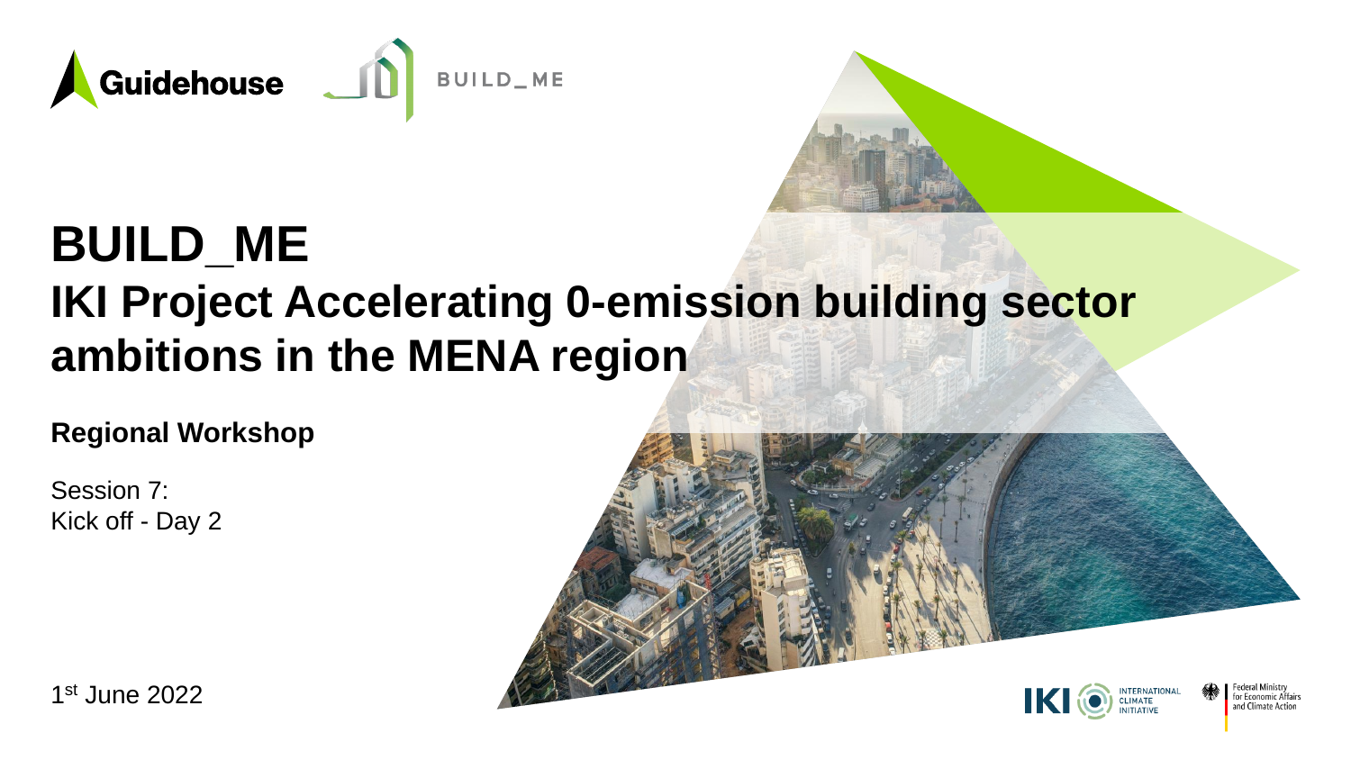Guidehouse

BUILD_ME

# BUILD_ME

## IKI Project Accelerating 0-emission building sector ambitions in the MENA region

**Regional Workshop**

Session 7:
Kick off - Day 2

1st June 2022

INTERNATIONAL CLIMATE INITIATIVE

Federal Ministry for Economic Affairs and Climate Action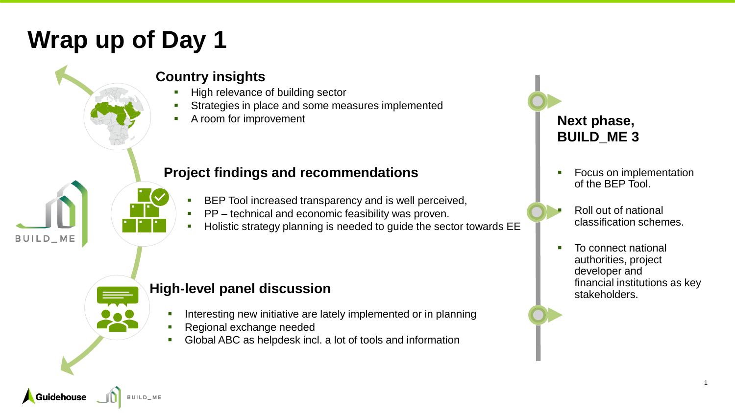# Wrap up of Day 1

## Country insights

- High relevance of building sector
- Strategies in place and some measures implemented
- A room for improvement

## Project findings and recommendations

- BEP Tool increased transparency and is well perceived,
- PP – technical and economic feasibility was proven.
- Holistic strategy planning is needed to guide the sector towards EE

## High-level panel discussion

- Interesting new initiative are lately implemented or in planning
- Regional exchange needed
- Global ABC as helpdesk incl. a lot of tools and information

## Next phase, BUILD_ME 3

- Focus on implementation of the BEP Tool.
- Roll out of national classification schemes.
- To connect national authorities, project developer and financial institutions as key stakeholders.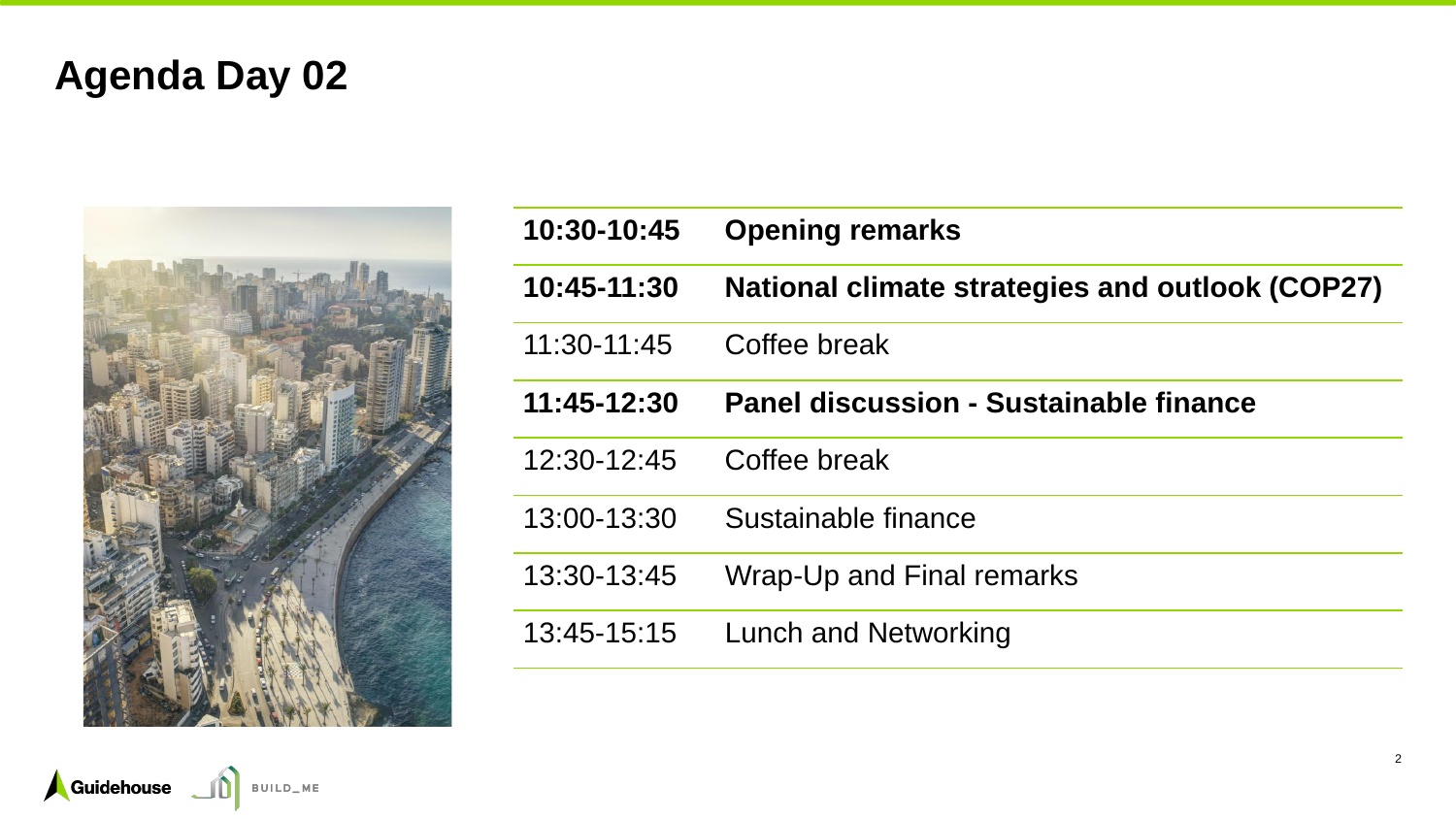# Agenda Day 02

| | |
|---|---|
| **10:30-10:45** | **Opening remarks** |
| **10:45-11:30** | **National climate strategies and outlook (COP27)** |
| 11:30-11:45 | Coffee break |
| **11:45-12:30** | **Panel discussion - Sustainable finance** |
| 12:30-12:45 | Coffee break |
| 13:00-13:30 | Sustainable finance |
| 13:30-13:45 | Wrap-Up and Final remarks |
| 13:45-15:15 | Lunch and Networking |

Guidehouse BUILD_ME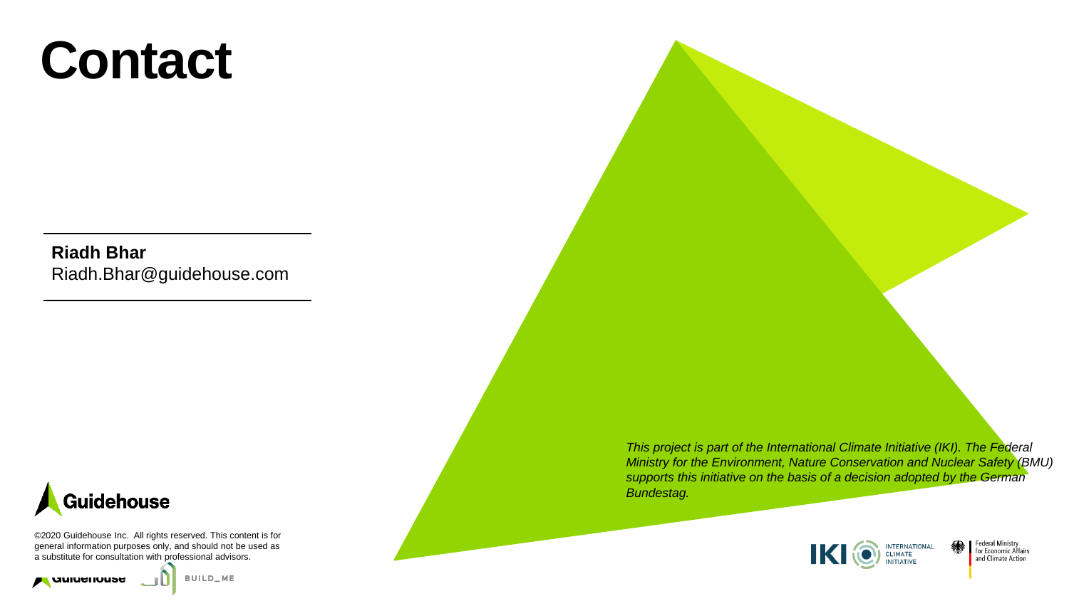# Contact

**Riadh Bhar**
Riadh.Bhar@guidehouse.com

Guidehouse

©2020 Guidehouse Inc. All rights reserved. This content is for general information purposes only, and should not be used as a substitute for consultation with professional advisors.

*This project is part of the International Climate Initiative (IKI). The Federal Ministry for the Environment, Nature Conservation and Nuclear Safety (BMU) supports this initiative on the basis of a decision adopted by the German Bundestag.*

IKI INTERNATIONAL CLIMATE INITIATIVE

Federal Ministry for Economic Affairs and Climate Action

Guidehouse BUILD_ME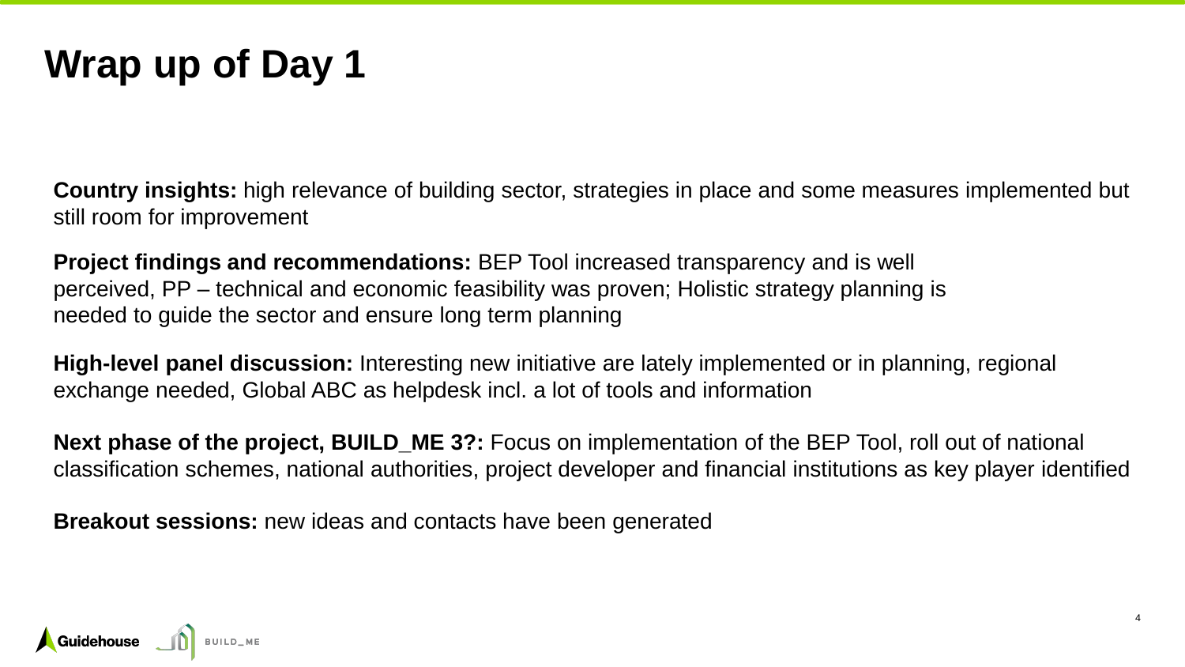# Wrap up of Day 1

**Country insights:** high relevance of building sector, strategies in place and some measures implemented but still room for improvement

**Project findings and recommendations:** BEP Tool increased transparency and is well perceived, PP – technical and economic feasibility was proven; Holistic strategy planning is needed to guide the sector and ensure long term planning

**High-level panel discussion:** Interesting new initiative are lately implemented or in planning, regional exchange needed, Global ABC as helpdesk incl. a lot of tools and information

**Next phase of the project, BUILD_ME 3?:** Focus on implementation of the BEP Tool, roll out of national classification schemes, national authorities, project developer and financial institutions as key player identified

**Breakout sessions:** new ideas and contacts have been generated